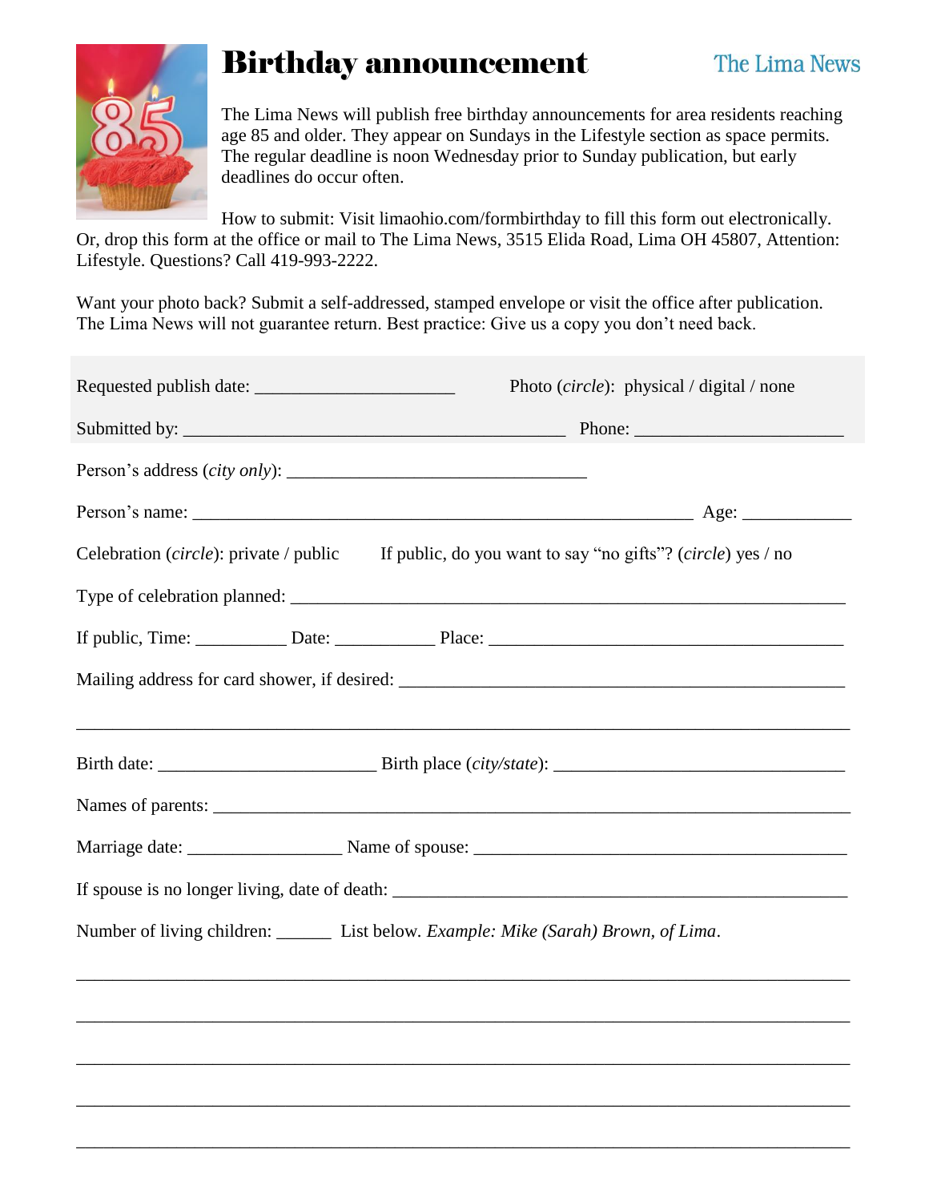# Birthday announcement

The Lima News

The Lima News will publish free birthday announcements for area residents reaching age 85 and older. They appear on Sundays in the Lifestyle section as space permits. The regular deadline is noon Wednesday prior to Sunday publication, but early deadlines do occur often.

How to submit: Visit limaohio.com/formbirthday to fill this form out electronically. Or, drop this form at the office or mail to The Lima News, 3515 Elida Road, Lima OH 45807, Attention: Lifestyle. Questions? Call 419-993-2222.

Want your photo back? Submit a self-addressed, stamped envelope or visit the office after publication. The Lima News will not guarantee return. Best practice: Give us a copy you don't need back.

Requested publish date: ______________________ Photo (*circle*): physical / digital / none

Submitted by: ____________________________________________ Phone: ________________________

Person's address (*city only*): __________________________________

Person's name: _________________________________________________________ Age: ____________

Celebration (*circle*): private / public If public, do you want to say "no gifts"? (*circle*) yes / no

Type of celebration planned: ______________________________________________________________

If public, Time: __________ Date: ___________ Place: ________________________________________

Mailing address for card shower, if desired: ___________________________________________________

_____________________________________________________________________________________

Birth date: ________________________ Birth place (*city/state*): ________________________________

Names of parents: ______________________________________________________________________

Marriage date: _________________ Name of spouse: __________________________________________

If spouse is no longer living, date of death: ___________________________________________________

Number of living children: ______ List below. *Example: Mike (Sarah) Brown, of Lima*.

_____________________________________________________________________________________

_____________________________________________________________________________________

_____________________________________________________________________________________

_____________________________________________________________________________________

_____________________________________________________________________________________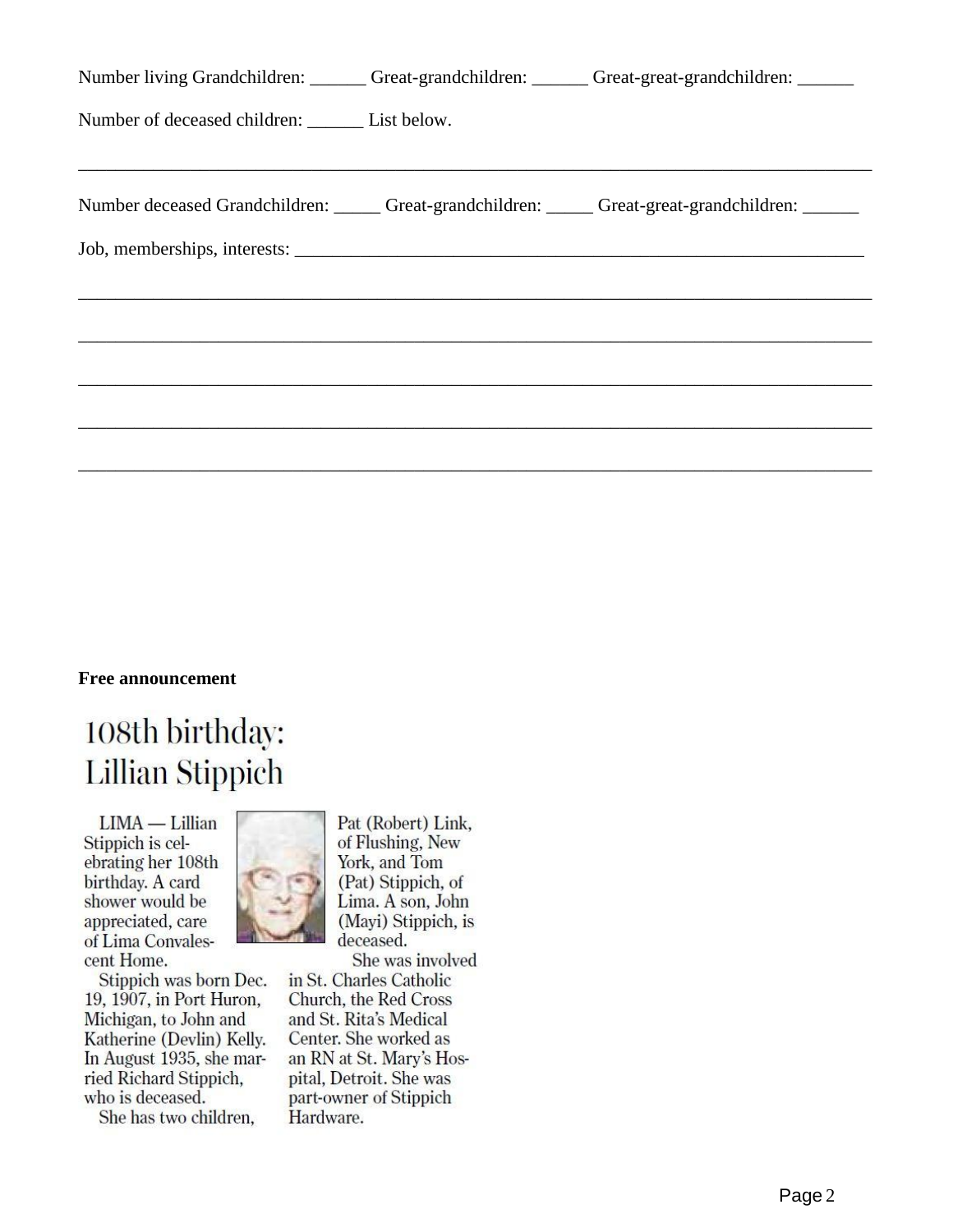Number living Grandchildren: ______ Great-grandchildren: ______ Great-great-grandchildren: ______

Number of deceased children: ______ List below.

______________________________________________________________________________

Number deceased Grandchildren: _____ Great-grandchildren: _____ Great-great-grandchildren: ______

Job, memberships, interests: ________________________________________________________

______________________________________________________________________________

______________________________________________________________________________

______________________________________________________________________________

______________________________________________________________________________

______________________________________________________________________________

**Free announcement**

# 108th birthday: Lillian Stippich

LIMA — Lillian Stippich is celebrating her 108th birthday. A card shower would be appreciated, care of Lima Convalescent Home.

Stippich was born Dec. 19, 1907, in Port Huron, Michigan, to John and Katherine (Devlin) Kelly. In August 1935, she married Richard Stippich, who is deceased.

She has two children, Pat (Robert) Link, of Flushing, New York, and Tom (Pat) Stippich, of Lima. A son, John (Mayi) Stippich, is deceased.

She was involved in St. Charles Catholic Church, the Red Cross and St. Rita's Medical Center. She worked as an RN at St. Mary's Hospital, Detroit. She was part-owner of Stippich Hardware.